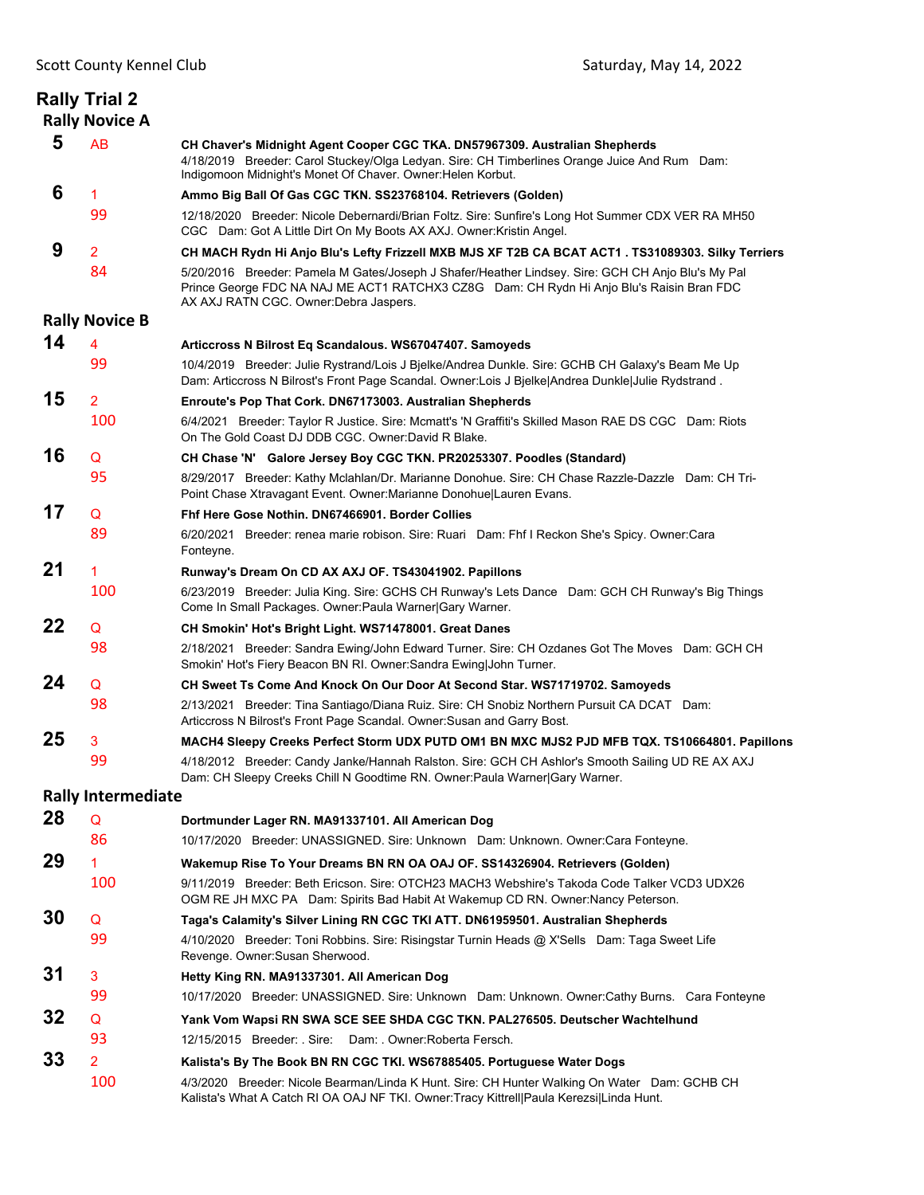Scott County Kennel Club — Saturday, May 14, 2022

# Rally Trial 2

## Rally Novice A

**5** AB — **CH Chaver's Midnight Agent Cooper CGC TKA. DN57967309. Australian Shepherds**
4/18/2019 Breeder: Carol Stuckey/Olga Ledyan. Sire: CH Timberlines Orange Juice And Rum Dam: Indigomoon Midnight's Monet Of Chaver. Owner:Helen Korbut.

**6** 1 / 99 — **Ammo Big Ball Of Gas CGC TKN. SS23768104. Retrievers (Golden)**
12/18/2020 Breeder: Nicole Debernardi/Brian Foltz. Sire: Sunfire's Long Hot Summer CDX VER RA MH50 CGC Dam: Got A Little Dirt On My Boots AX AXJ. Owner:Kristin Angel.

**9** 2 / 84 — **CH MACH Rydn Hi Anjo Blu's Lefty Frizzell MXB MJS XF T2B CA BCAT ACT1 . TS31089303. Silky Terriers**
5/20/2016 Breeder: Pamela M Gates/Joseph J Shafer/Heather Lindsey. Sire: GCH CH Anjo Blu's My Pal Prince George FDC NA NAJ ME ACT1 RATCHX3 CZ8G Dam: CH Rydn Hi Anjo Blu's Raisin Bran FDC AX AXJ RATN CGC. Owner:Debra Jaspers.

## Rally Novice B

**14** 4 / 99 — **Articcross N Bilrost Eq Scandalous. WS67047407. Samoyeds**
10/4/2019 Breeder: Julie Rystrand/Lois J Bjelke/Andrea Dunkle. Sire: GCHB CH Galaxy's Beam Me Up Dam: Articcross N Bilrost's Front Page Scandal. Owner:Lois J Bjelke|Andrea Dunkle|Julie Rydstrand .

**15** 2 / 100 — **Enroute's Pop That Cork. DN67173003. Australian Shepherds**
6/4/2021 Breeder: Taylor R Justice. Sire: Mcmatt's 'N Graffiti's Skilled Mason RAE DS CGC Dam: Riots On The Gold Coast DJ DDB CGC. Owner:David R Blake.

**16** Q / 95 — **CH Chase 'N' Galore Jersey Boy CGC TKN. PR20253307. Poodles (Standard)**
8/29/2017 Breeder: Kathy Mclahlan/Dr. Marianne Donohue. Sire: CH Chase Razzle-Dazzle Dam: CH Tri-Point Chase Xtravagant Event. Owner:Marianne Donohue|Lauren Evans.

**17** Q / 89 — **Fhf Here Gose Nothin. DN67466901. Border Collies**
6/20/2021 Breeder: renea marie robison. Sire: Ruari Dam: Fhf I Reckon She's Spicy. Owner:Cara Fonteyne.

**21** 1 / 100 — **Runway's Dream On CD AX AXJ OF. TS43041902. Papillons**
6/23/2019 Breeder: Julia King. Sire: GCHS CH Runway's Lets Dance Dam: GCH CH Runway's Big Things Come In Small Packages. Owner:Paula Warner|Gary Warner.

**22** Q / 98 — **CH Smokin' Hot's Bright Light. WS71478001. Great Danes**
2/18/2021 Breeder: Sandra Ewing/John Edward Turner. Sire: CH Ozdanes Got The Moves Dam: GCH CH Smokin' Hot's Fiery Beacon BN RI. Owner:Sandra Ewing|John Turner.

**24** Q / 98 — **CH Sweet Ts Come And Knock On Our Door At Second Star. WS71719702. Samoyeds**
2/13/2021 Breeder: Tina Santiago/Diana Ruiz. Sire: CH Snobiz Northern Pursuit CA DCAT Dam: Articcross N Bilrost's Front Page Scandal. Owner:Susan and Garry Bost.

**25** 3 / 99 — **MACH4 Sleepy Creeks Perfect Storm UDX PUTD OM1 BN MXC MJS2 PJD MFB TQX. TS10664801. Papillons**
4/18/2012 Breeder: Candy Janke/Hannah Ralston. Sire: GCH CH Ashlor's Smooth Sailing UD RE AX AXJ Dam: CH Sleepy Creeks Chill N Goodtime RN. Owner:Paula Warner|Gary Warner.

## Rally Intermediate

**28** Q / 86 — **Dortmunder Lager RN. MA91337101. All American Dog**
10/17/2020 Breeder: UNASSIGNED. Sire: Unknown Dam: Unknown. Owner:Cara Fonteyne.

**29** 1 / 100 — **Wakemup Rise To Your Dreams BN RN OA OAJ OF. SS14326904. Retrievers (Golden)**
9/11/2019 Breeder: Beth Ericson. Sire: OTCH23 MACH3 Webshire's Takoda Code Talker VCD3 UDX26 OGM RE JH MXC PA Dam: Spirits Bad Habit At Wakemup CD RN. Owner:Nancy Peterson.

**30** Q / 99 — **Taga's Calamity's Silver Lining RN CGC TKI ATT. DN61959501. Australian Shepherds**
4/10/2020 Breeder: Toni Robbins. Sire: Risingstar Turnin Heads @ X'Sells Dam: Taga Sweet Life Revenge. Owner:Susan Sherwood.

**31** 3 / 99 — **Hetty King RN. MA91337301. All American Dog**
10/17/2020 Breeder: UNASSIGNED. Sire: Unknown Dam: Unknown. Owner:Cathy Burns. Cara Fonteyne

**32** Q / 93 — **Yank Vom Wapsi RN SWA SCE SEE SHDA CGC TKN. PAL276505. Deutscher Wachtelhund**
12/15/2015 Breeder: . Sire: Dam: . Owner:Roberta Fersch.

**33** 2 / 100 — **Kalista's By The Book BN RN CGC TKI. WS67885405. Portuguese Water Dogs**
4/3/2020 Breeder: Nicole Bearman/Linda K Hunt. Sire: CH Hunter Walking On Water Dam: GCHB CH Kalista's What A Catch RI OA OAJ NF TKI. Owner:Tracy Kittrell|Paula Kerezsi|Linda Hunt.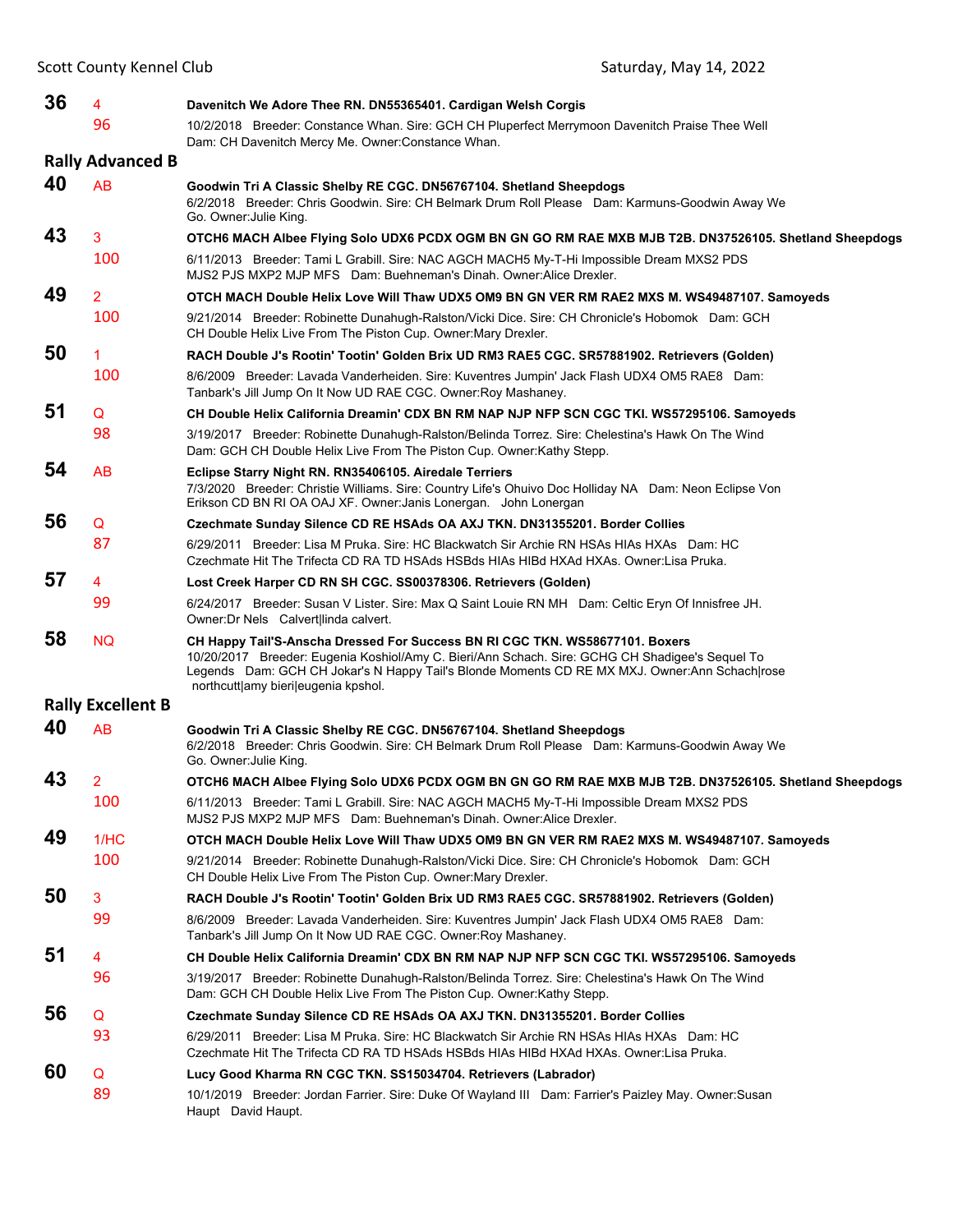**36** 4 **Davenitch We Adore Thee RN. DN55365401. Cardigan Welsh Corgis**
96 10/2/2018 Breeder: Constance Whan. Sire: GCH CH Pluperfect Merrymoon Davenitch Praise Thee Well Dam: CH Davenitch Mercy Me. Owner:Constance Whan.

## Rally Advanced B

**40** AB **Goodwin Tri A Classic Shelby RE CGC. DN56767104. Shetland Sheepdogs**
6/2/2018 Breeder: Chris Goodwin. Sire: CH Belmark Drum Roll Please Dam: Karmuns-Goodwin Away We Go. Owner:Julie King.

**43** 3 **OTCH6 MACH Albee Flying Solo UDX6 PCDX OGM BN GN GO RM RAE MXB MJB T2B. DN37526105. Shetland Sheepdogs**
100 6/11/2013 Breeder: Tami L Grabill. Sire: NAC AGCH MACH5 My-T-Hi Impossible Dream MXS2 PDS MJS2 PJS MXP2 MJP MFS Dam: Buehneman's Dinah. Owner:Alice Drexler.

**49** 2 **OTCH MACH Double Helix Love Will Thaw UDX5 OM9 BN GN VER RM RAE2 MXS M. WS49487107. Samoyeds**
100 9/21/2014 Breeder: Robinette Dunahugh-Ralston/Vicki Dice. Sire: CH Chronicle's Hobomok Dam: GCH CH Double Helix Live From The Piston Cup. Owner:Mary Drexler.

**50** 1 **RACH Double J's Rootin' Tootin' Golden Brix UD RM3 RAE5 CGC. SR57881902. Retrievers (Golden)**
100 8/6/2009 Breeder: Lavada Vanderheiden. Sire: Kuventres Jumpin' Jack Flash UDX4 OM5 RAE8 Dam: Tanbark's Jill Jump On It Now UD RAE CGC. Owner:Roy Mashaney.

**51** Q **CH Double Helix California Dreamin' CDX BN RM NAP NJP NFP SCN CGC TKI. WS57295106. Samoyeds**
98 3/19/2017 Breeder: Robinette Dunahugh-Ralston/Belinda Torrez. Sire: Chelestina's Hawk On The Wind Dam: GCH CH Double Helix Live From The Piston Cup. Owner:Kathy Stepp.

**54** AB **Eclipse Starry Night RN. RN35406105. Airedale Terriers**
7/3/2020 Breeder: Christie Williams. Sire: Country Life's Ohuivo Doc Holliday NA Dam: Neon Eclipse Von Erikson CD BN RI OA OAJ XF. Owner:Janis Lonergan. John Lonergan

**56** Q **Czechmate Sunday Silence CD RE HSAds OA AXJ TKN. DN31355201. Border Collies**
87 6/29/2011 Breeder: Lisa M Pruka. Sire: HC Blackwatch Sir Archie RN HSAs HIAs HXAs Dam: HC Czechmate Hit The Trifecta CD RA TD HSAds HSBds HIAs HIBd HXAd HXAs. Owner:Lisa Pruka.

**57** 4 **Lost Creek Harper CD RN SH CGC. SS00378306. Retrievers (Golden)**
99 6/24/2017 Breeder: Susan V Lister. Sire: Max Q Saint Louie RN MH Dam: Celtic Eryn Of Innisfree JH. Owner:Dr Nels Calvert|linda calvert.

**58** NQ **CH Happy Tail'S-Anscha Dressed For Success BN RI CGC TKN. WS58677101. Boxers**
10/20/2017 Breeder: Eugenia Koshiol/Amy C. Bieri/Ann Schach. Sire: GCHG CH Shadigee's Sequel To Legends Dam: GCH CH Jokar's N Happy Tail's Blonde Moments CD RE MX MXJ. Owner:Ann Schach|rose northcutt|amy bieri|eugenia kpshol.

## Rally Excellent B

**40** AB **Goodwin Tri A Classic Shelby RE CGC. DN56767104. Shetland Sheepdogs**
6/2/2018 Breeder: Chris Goodwin. Sire: CH Belmark Drum Roll Please Dam: Karmuns-Goodwin Away We Go. Owner:Julie King.

**43** 2 **OTCH6 MACH Albee Flying Solo UDX6 PCDX OGM BN GN GO RM RAE MXB MJB T2B. DN37526105. Shetland Sheepdogs**
100 6/11/2013 Breeder: Tami L Grabill. Sire: NAC AGCH MACH5 My-T-Hi Impossible Dream MXS2 PDS MJS2 PJS MXP2 MJP MFS Dam: Buehneman's Dinah. Owner:Alice Drexler.

**49** 1/HC **OTCH MACH Double Helix Love Will Thaw UDX5 OM9 BN GN VER RM RAE2 MXS M. WS49487107. Samoyeds**
100 9/21/2014 Breeder: Robinette Dunahugh-Ralston/Vicki Dice. Sire: CH Chronicle's Hobomok Dam: GCH CH Double Helix Live From The Piston Cup. Owner:Mary Drexler.

**50** 3 **RACH Double J's Rootin' Tootin' Golden Brix UD RM3 RAE5 CGC. SR57881902. Retrievers (Golden)**
99 8/6/2009 Breeder: Lavada Vanderheiden. Sire: Kuventres Jumpin' Jack Flash UDX4 OM5 RAE8 Dam: Tanbark's Jill Jump On It Now UD RAE CGC. Owner:Roy Mashaney.

**51** 4 **CH Double Helix California Dreamin' CDX BN RM NAP NJP NFP SCN CGC TKI. WS57295106. Samoyeds**
96 3/19/2017 Breeder: Robinette Dunahugh-Ralston/Belinda Torrez. Sire: Chelestina's Hawk On The Wind Dam: GCH CH Double Helix Live From The Piston Cup. Owner:Kathy Stepp.

**56** Q **Czechmate Sunday Silence CD RE HSAds OA AXJ TKN. DN31355201. Border Collies**
93 6/29/2011 Breeder: Lisa M Pruka. Sire: HC Blackwatch Sir Archie RN HSAs HIAs HXAs Dam: HC Czechmate Hit The Trifecta CD RA TD HSAds HSBds HIAs HIBd HXAd HXAs. Owner:Lisa Pruka.

**60** Q **Lucy Good Kharma RN CGC TKN. SS15034704. Retrievers (Labrador)**
89 10/1/2019 Breeder: Jordan Farrier. Sire: Duke Of Wayland III Dam: Farrier's Paizley May. Owner:Susan Haupt David Haupt.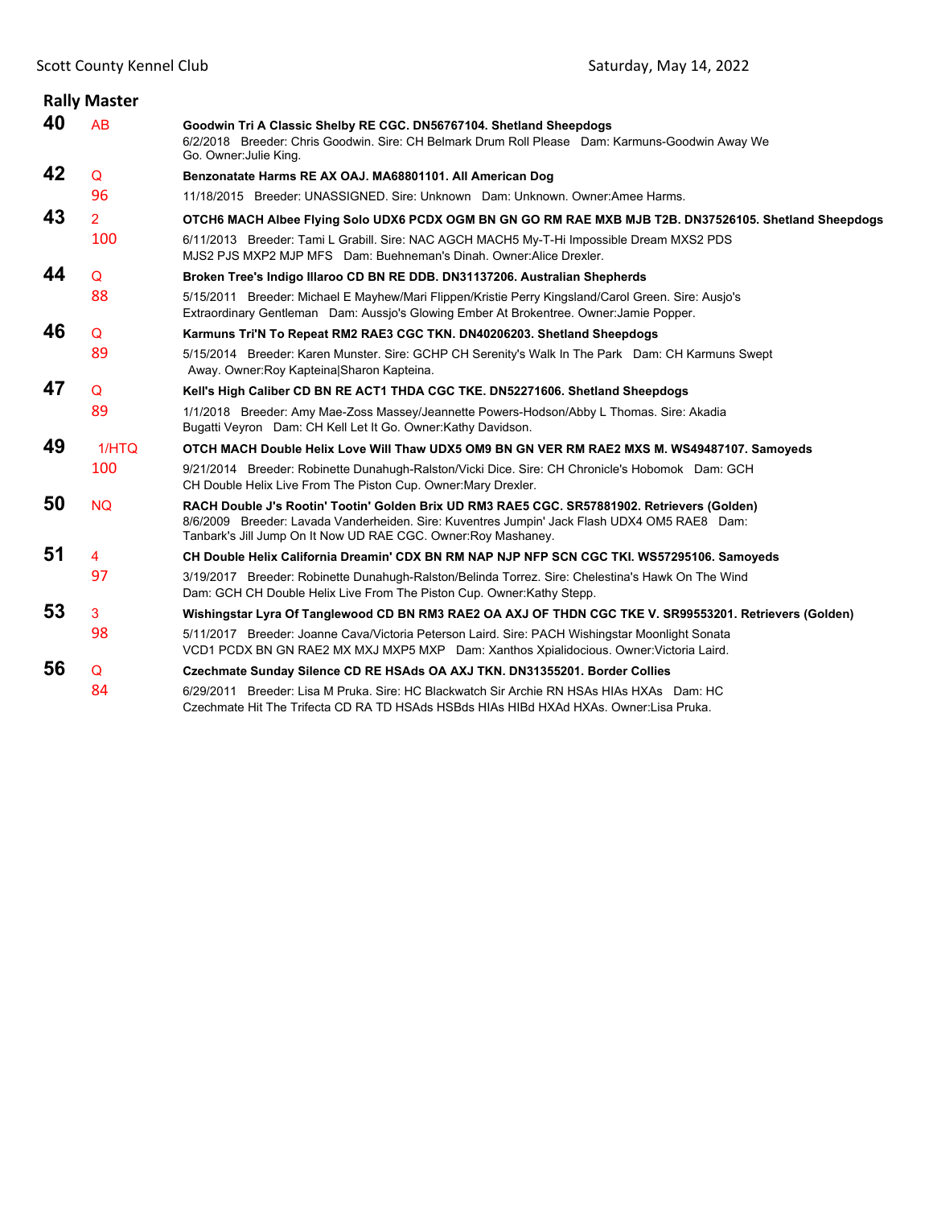## Rally Master

**40** AB
**Goodwin Tri A Classic Shelby RE CGC. DN56767104. Shetland Sheepdogs**
6/2/2018 Breeder: Chris Goodwin. Sire: CH Belmark Drum Roll Please Dam: Karmuns-Goodwin Away We Go. Owner:Julie King.

**42** Q 96
**Benzonatate Harms RE AX OAJ. MA68801101. All American Dog**
11/18/2015 Breeder: UNASSIGNED. Sire: Unknown Dam: Unknown. Owner:Amee Harms.

**43** 2 100
**OTCH6 MACH Albee Flying Solo UDX6 PCDX OGM BN GN GO RM RAE MXB MJB T2B. DN37526105. Shetland Sheepdogs**
6/11/2013 Breeder: Tami L Grabill. Sire: NAC AGCH MACH5 My-T-Hi Impossible Dream MXS2 PDS MJS2 PJS MXP2 MJP MFS Dam: Buehneman's Dinah. Owner:Alice Drexler.

**44** Q 88
**Broken Tree's Indigo Illaroo CD BN RE DDB. DN31137206. Australian Shepherds**
5/15/2011 Breeder: Michael E Mayhew/Mari Flippen/Kristie Perry Kingsland/Carol Green. Sire: Ausjo's Extraordinary Gentleman Dam: Aussjo's Glowing Ember At Brokentree. Owner:Jamie Popper.

**46** Q 89
**Karmuns Tri'N To Repeat RM2 RAE3 CGC TKN. DN40206203. Shetland Sheepdogs**
5/15/2014 Breeder: Karen Munster. Sire: GCHP CH Serenity's Walk In The Park Dam: CH Karmuns Swept Away. Owner:Roy Kapteina|Sharon Kapteina.

**47** Q 89
**Kell's High Caliber CD BN RE ACT1 THDA CGC TKE. DN52271606. Shetland Sheepdogs**
1/1/2018 Breeder: Amy Mae-Zoss Massey/Jeannette Powers-Hodson/Abby L Thomas. Sire: Akadia Bugatti Veyron Dam: CH Kell Let It Go. Owner:Kathy Davidson.

**49** 1/HTQ 100
**OTCH MACH Double Helix Love Will Thaw UDX5 OM9 BN GN VER RM RAE2 MXS M. WS49487107. Samoyeds**
9/21/2014 Breeder: Robinette Dunahugh-Ralston/Vicki Dice. Sire: CH Chronicle's Hobomok Dam: GCH CH Double Helix Live From The Piston Cup. Owner:Mary Drexler.

**50** NQ
**RACH Double J's Rootin' Tootin' Golden Brix UD RM3 RAE5 CGC. SR57881902. Retrievers (Golden)**
8/6/2009 Breeder: Lavada Vanderheiden. Sire: Kuventres Jumpin' Jack Flash UDX4 OM5 RAE8 Dam: Tanbark's Jill Jump On It Now UD RAE CGC. Owner:Roy Mashaney.

**51** 4 97
**CH Double Helix California Dreamin' CDX BN RM NAP NJP NFP SCN CGC TKI. WS57295106. Samoyeds**
3/19/2017 Breeder: Robinette Dunahugh-Ralston/Belinda Torrez. Sire: Chelestina's Hawk On The Wind Dam: GCH CH Double Helix Live From The Piston Cup. Owner:Kathy Stepp.

**53** 3 98
**Wishingstar Lyra Of Tanglewood CD BN RM3 RAE2 OA AXJ OF THDN CGC TKE V. SR99553201. Retrievers (Golden)**
5/11/2017 Breeder: Joanne Cava/Victoria Peterson Laird. Sire: PACH Wishingstar Moonlight Sonata VCD1 PCDX BN GN RAE2 MX MXJ MXP5 MXP Dam: Xanthos Xpialidocious. Owner:Victoria Laird.

**56** Q 84
**Czechmate Sunday Silence CD RE HSAds OA AXJ TKN. DN31355201. Border Collies**
6/29/2011 Breeder: Lisa M Pruka. Sire: HC Blackwatch Sir Archie RN HSAs HIAs HXAs Dam: HC Czechmate Hit The Trifecta CD RA TD HSAds HSBds HIAs HIBd HXAd HXAs. Owner:Lisa Pruka.